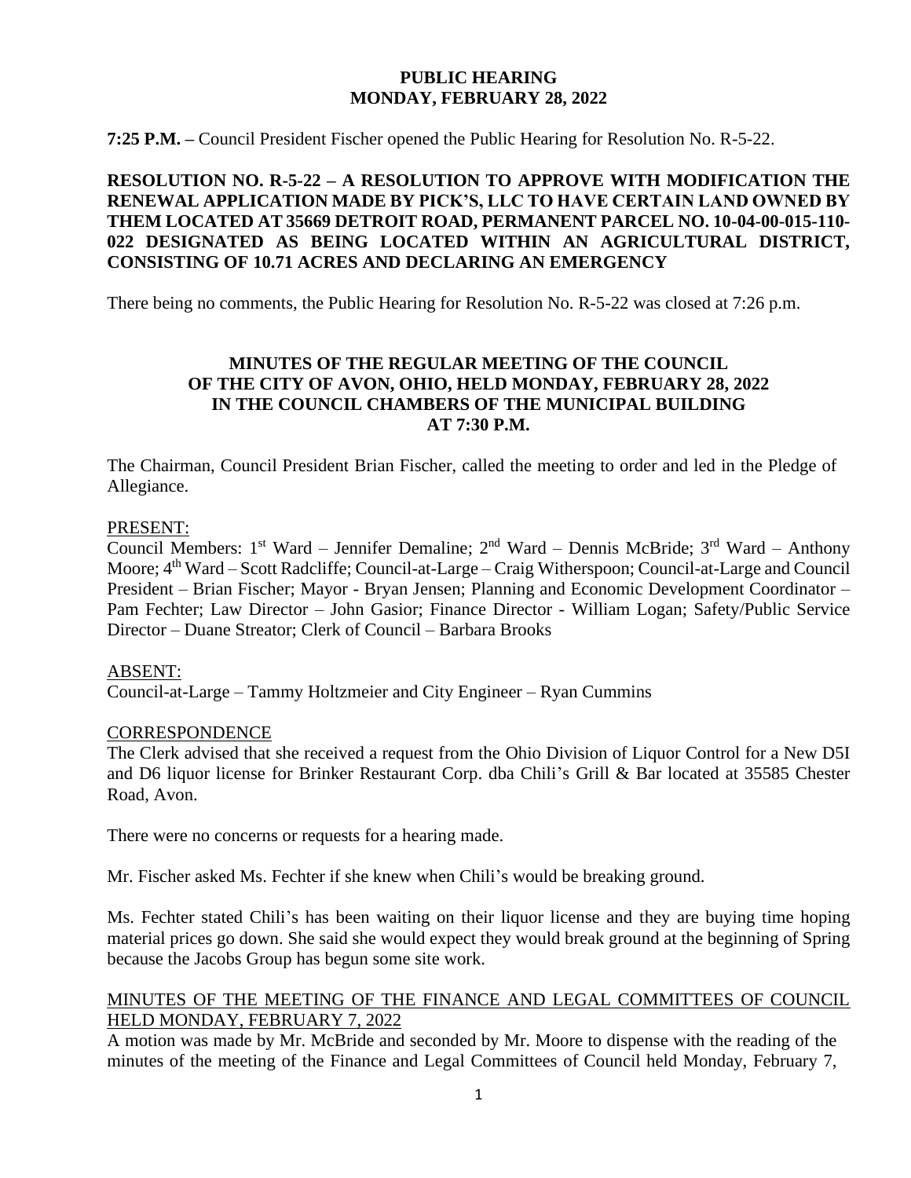**PUBLIC HEARING**
**MONDAY, FEBRUARY 28, 2022**

**7:25 P.M. –** Council President Fischer opened the Public Hearing for Resolution No. R-5-22.

**RESOLUTION NO. R-5-22 – A RESOLUTION TO APPROVE WITH MODIFICATION THE RENEWAL APPLICATION MADE BY PICK'S, LLC TO HAVE CERTAIN LAND OWNED BY THEM LOCATED AT 35669 DETROIT ROAD, PERMANENT PARCEL NO. 10-04-00-015-110-022 DESIGNATED AS BEING LOCATED WITHIN AN AGRICULTURAL DISTRICT, CONSISTING OF 10.71 ACRES AND DECLARING AN EMERGENCY**

There being no comments, the Public Hearing for Resolution No. R-5-22 was closed at 7:26 p.m.

**MINUTES OF THE REGULAR MEETING OF THE COUNCIL OF THE CITY OF AVON, OHIO, HELD MONDAY, FEBRUARY 28, 2022 IN THE COUNCIL CHAMBERS OF THE MUNICIPAL BUILDING AT 7:30 P.M.**

The Chairman, Council President Brian Fischer, called the meeting to order and led in the Pledge of Allegiance.

PRESENT:
Council Members: 1st Ward – Jennifer Demaline; 2nd Ward – Dennis McBride; 3rd Ward – Anthony Moore; 4th Ward – Scott Radcliffe; Council-at-Large – Craig Witherspoon; Council-at-Large and Council President – Brian Fischer; Mayor - Bryan Jensen; Planning and Economic Development Coordinator – Pam Fechter; Law Director – John Gasior; Finance Director - William Logan; Safety/Public Service Director – Duane Streator; Clerk of Council – Barbara Brooks

ABSENT:
Council-at-Large – Tammy Holtzmeier and City Engineer – Ryan Cummins

CORRESPONDENCE
The Clerk advised that she received a request from the Ohio Division of Liquor Control for a New D5I and D6 liquor license for Brinker Restaurant Corp. dba Chili's Grill & Bar located at 35585 Chester Road, Avon.

There were no concerns or requests for a hearing made.

Mr. Fischer asked Ms. Fechter if she knew when Chili's would be breaking ground.

Ms. Fechter stated Chili's has been waiting on their liquor license and they are buying time hoping material prices go down. She said she would expect they would break ground at the beginning of Spring because the Jacobs Group has begun some site work.

MINUTES OF THE MEETING OF THE FINANCE AND LEGAL COMMITTEES OF COUNCIL HELD MONDAY, FEBRUARY 7, 2022
A motion was made by Mr. McBride and seconded by Mr. Moore to dispense with the reading of the minutes of the meeting of the Finance and Legal Committees of Council held Monday, February 7,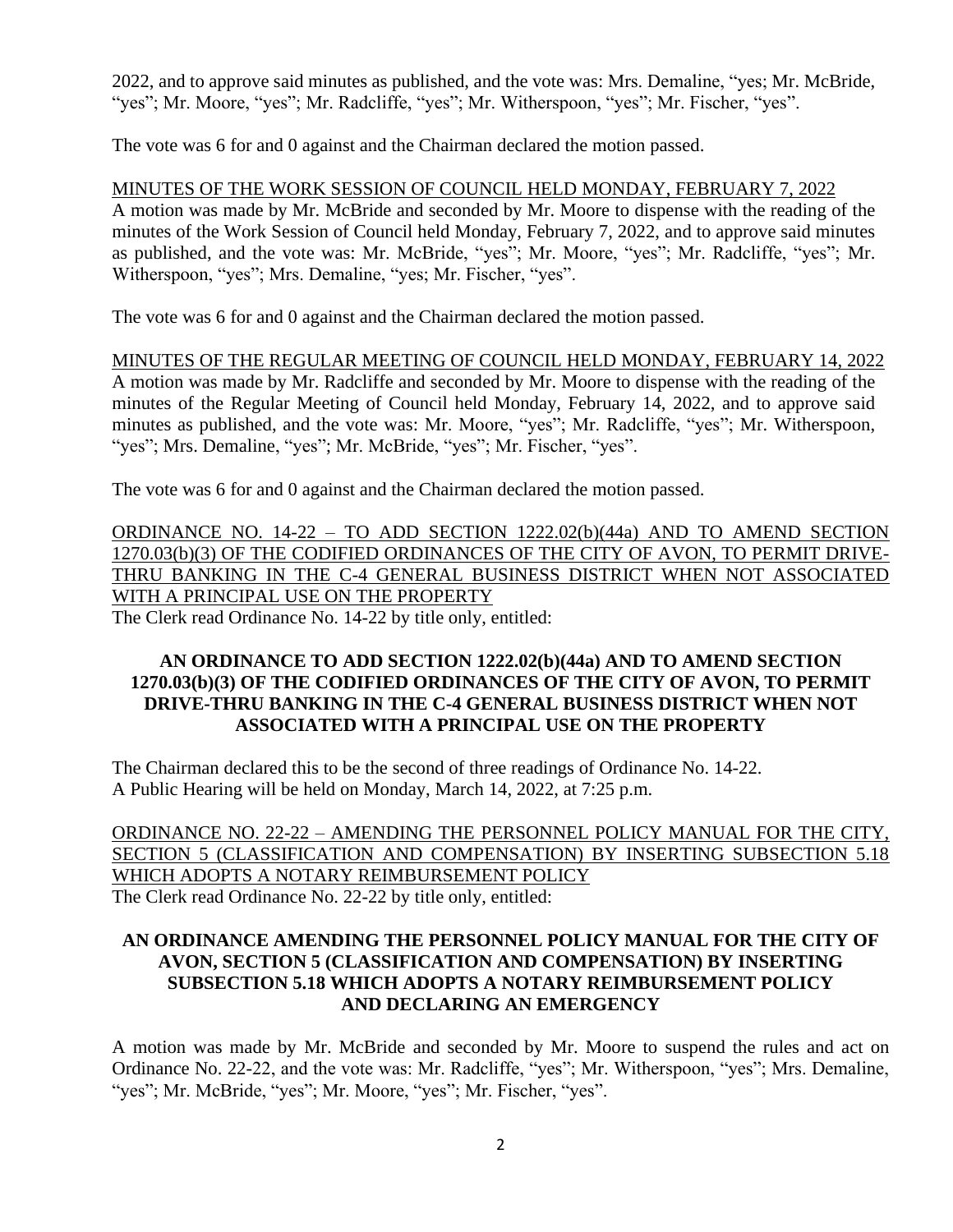2022, and to approve said minutes as published, and the vote was: Mrs. Demaline, "yes; Mr. McBride, "yes"; Mr. Moore, "yes"; Mr. Radcliffe, "yes"; Mr. Witherspoon, "yes"; Mr. Fischer, "yes".

The vote was 6 for and 0 against and the Chairman declared the motion passed.

MINUTES OF THE WORK SESSION OF COUNCIL HELD MONDAY, FEBRUARY 7, 2022

A motion was made by Mr. McBride and seconded by Mr. Moore to dispense with the reading of the minutes of the Work Session of Council held Monday, February 7, 2022, and to approve said minutes as published, and the vote was: Mr. McBride, "yes"; Mr. Moore, "yes"; Mr. Radcliffe, "yes"; Mr. Witherspoon, "yes"; Mrs. Demaline, "yes; Mr. Fischer, "yes".

The vote was 6 for and 0 against and the Chairman declared the motion passed.

MINUTES OF THE REGULAR MEETING OF COUNCIL HELD MONDAY, FEBRUARY 14, 2022

A motion was made by Mr. Radcliffe and seconded by Mr. Moore to dispense with the reading of the minutes of the Regular Meeting of Council held Monday, February 14, 2022, and to approve said minutes as published, and the vote was: Mr. Moore, "yes"; Mr. Radcliffe, "yes"; Mr. Witherspoon, "yes"; Mrs. Demaline, "yes"; Mr. McBride, "yes"; Mr. Fischer, "yes".

The vote was 6 for and 0 against and the Chairman declared the motion passed.

ORDINANCE NO. 14-22 – TO ADD SECTION 1222.02(b)(44a) AND TO AMEND SECTION 1270.03(b)(3) OF THE CODIFIED ORDINANCES OF THE CITY OF AVON, TO PERMIT DRIVE-THRU BANKING IN THE C-4 GENERAL BUSINESS DISTRICT WHEN NOT ASSOCIATED WITH A PRINCIPAL USE ON THE PROPERTY

The Clerk read Ordinance No. 14-22 by title only, entitled:

**AN ORDINANCE TO ADD SECTION 1222.02(b)(44a) AND TO AMEND SECTION 1270.03(b)(3) OF THE CODIFIED ORDINANCES OF THE CITY OF AVON, TO PERMIT DRIVE-THRU BANKING IN THE C-4 GENERAL BUSINESS DISTRICT WHEN NOT ASSOCIATED WITH A PRINCIPAL USE ON THE PROPERTY**

The Chairman declared this to be the second of three readings of Ordinance No. 14-22.
A Public Hearing will be held on Monday, March 14, 2022, at 7:25 p.m.

ORDINANCE NO. 22-22 – AMENDING THE PERSONNEL POLICY MANUAL FOR THE CITY, SECTION 5 (CLASSIFICATION AND COMPENSATION) BY INSERTING SUBSECTION 5.18 WHICH ADOPTS A NOTARY REIMBURSEMENT POLICY

The Clerk read Ordinance No. 22-22 by title only, entitled:

**AN ORDINANCE AMENDING THE PERSONNEL POLICY MANUAL FOR THE CITY OF AVON, SECTION 5 (CLASSIFICATION AND COMPENSATION) BY INSERTING SUBSECTION 5.18 WHICH ADOPTS A NOTARY REIMBURSEMENT POLICY AND DECLARING AN EMERGENCY**

A motion was made by Mr. McBride and seconded by Mr. Moore to suspend the rules and act on Ordinance No. 22-22, and the vote was: Mr. Radcliffe, "yes"; Mr. Witherspoon, "yes"; Mrs. Demaline, "yes"; Mr. McBride, "yes"; Mr. Moore, "yes"; Mr. Fischer, "yes".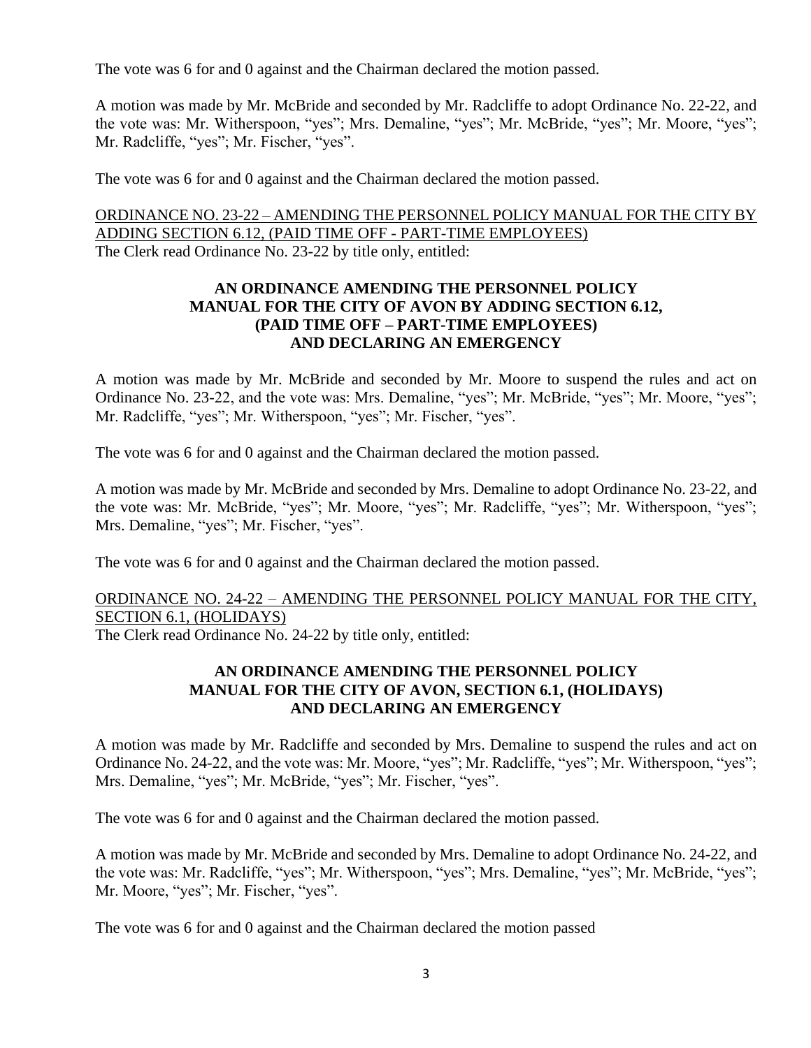The vote was 6 for and 0 against and the Chairman declared the motion passed.

A motion was made by Mr. McBride and seconded by Mr. Radcliffe to adopt Ordinance No. 22-22, and the vote was: Mr. Witherspoon, "yes"; Mrs. Demaline, "yes"; Mr. McBride, "yes"; Mr. Moore, "yes"; Mr. Radcliffe, "yes"; Mr. Fischer, "yes".

The vote was 6 for and 0 against and the Chairman declared the motion passed.

<u>ORDINANCE NO. 23-22 – AMENDING THE PERSONNEL POLICY MANUAL FOR THE CITY BY ADDING SECTION 6.12, (PAID TIME OFF - PART-TIME EMPLOYEES)</u>
The Clerk read Ordinance No. 23-22 by title only, entitled:

**AN ORDINANCE AMENDING THE PERSONNEL POLICY MANUAL FOR THE CITY OF AVON BY ADDING SECTION 6.12, (PAID TIME OFF – PART-TIME EMPLOYEES) AND DECLARING AN EMERGENCY**

A motion was made by Mr. McBride and seconded by Mr. Moore to suspend the rules and act on Ordinance No. 23-22, and the vote was: Mrs. Demaline, "yes"; Mr. McBride, "yes"; Mr. Moore, "yes"; Mr. Radcliffe, "yes"; Mr. Witherspoon, "yes"; Mr. Fischer, "yes".

The vote was 6 for and 0 against and the Chairman declared the motion passed.

A motion was made by Mr. McBride and seconded by Mrs. Demaline to adopt Ordinance No. 23-22, and the vote was: Mr. McBride, "yes"; Mr. Moore, "yes"; Mr. Radcliffe, "yes"; Mr. Witherspoon, "yes"; Mrs. Demaline, "yes"; Mr. Fischer, "yes".

The vote was 6 for and 0 against and the Chairman declared the motion passed.

<u>ORDINANCE NO. 24-22 – AMENDING THE PERSONNEL POLICY MANUAL FOR THE CITY, SECTION 6.1, (HOLIDAYS)</u>
The Clerk read Ordinance No. 24-22 by title only, entitled:

**AN ORDINANCE AMENDING THE PERSONNEL POLICY MANUAL FOR THE CITY OF AVON, SECTION 6.1, (HOLIDAYS) AND DECLARING AN EMERGENCY**

A motion was made by Mr. Radcliffe and seconded by Mrs. Demaline to suspend the rules and act on Ordinance No. 24-22, and the vote was: Mr. Moore, "yes"; Mr. Radcliffe, "yes"; Mr. Witherspoon, "yes"; Mrs. Demaline, "yes"; Mr. McBride, "yes"; Mr. Fischer, "yes".

The vote was 6 for and 0 against and the Chairman declared the motion passed.

A motion was made by Mr. McBride and seconded by Mrs. Demaline to adopt Ordinance No. 24-22, and the vote was: Mr. Radcliffe, "yes"; Mr. Witherspoon, "yes"; Mrs. Demaline, "yes"; Mr. McBride, "yes"; Mr. Moore, "yes"; Mr. Fischer, "yes".

The vote was 6 for and 0 against and the Chairman declared the motion passed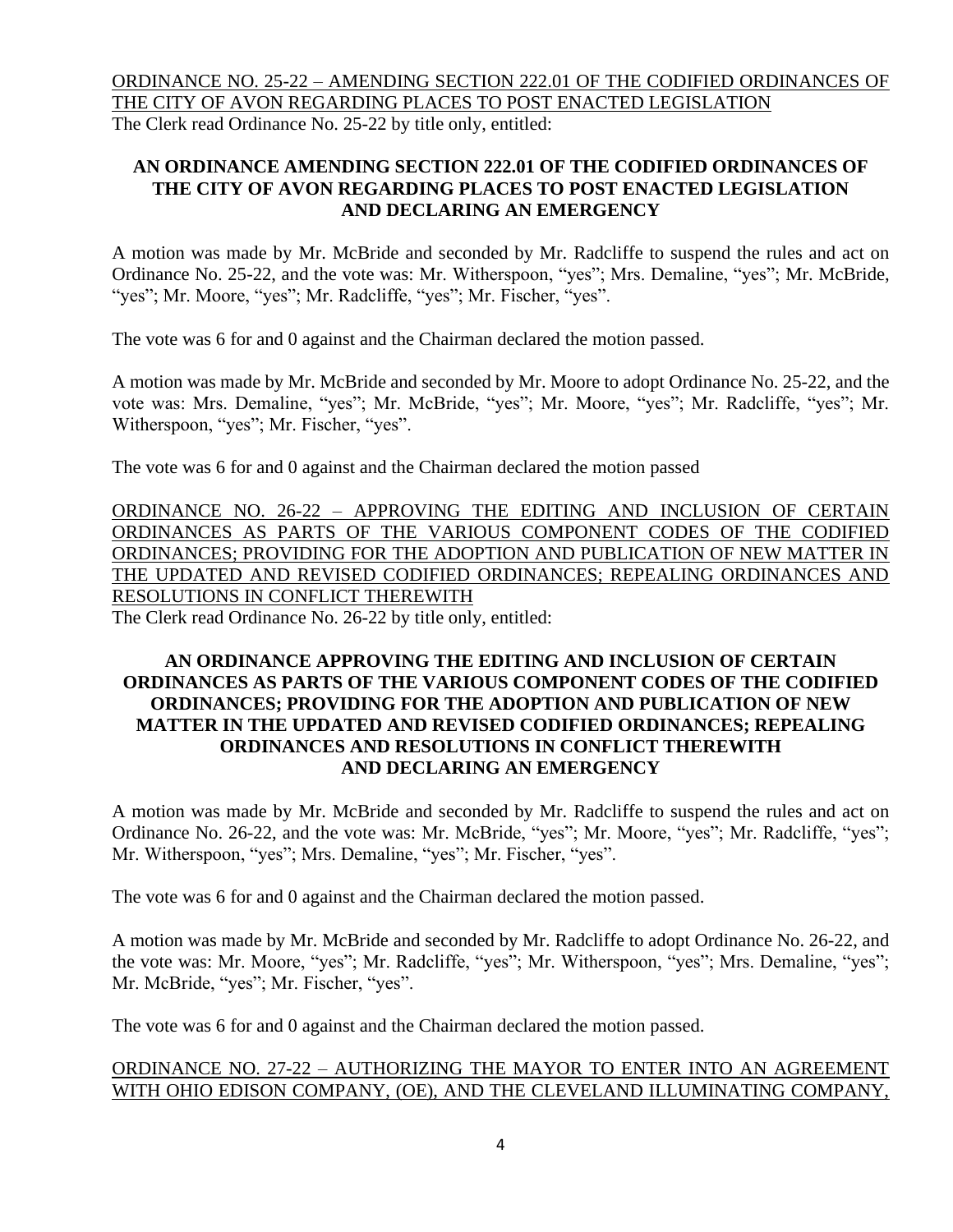ORDINANCE NO. 25-22 – AMENDING SECTION 222.01 OF THE CODIFIED ORDINANCES OF THE CITY OF AVON REGARDING PLACES TO POST ENACTED LEGISLATION

The Clerk read Ordinance No. 25-22 by title only, entitled:

**AN ORDINANCE AMENDING SECTION 222.01 OF THE CODIFIED ORDINANCES OF THE CITY OF AVON REGARDING PLACES TO POST ENACTED LEGISLATION AND DECLARING AN EMERGENCY**

A motion was made by Mr. McBride and seconded by Mr. Radcliffe to suspend the rules and act on Ordinance No. 25-22, and the vote was: Mr. Witherspoon, "yes"; Mrs. Demaline, "yes"; Mr. McBride, "yes"; Mr. Moore, "yes"; Mr. Radcliffe, "yes"; Mr. Fischer, "yes".

The vote was 6 for and 0 against and the Chairman declared the motion passed.

A motion was made by Mr. McBride and seconded by Mr. Moore to adopt Ordinance No. 25-22, and the vote was: Mrs. Demaline, "yes"; Mr. McBride, "yes"; Mr. Moore, "yes"; Mr. Radcliffe, "yes"; Mr. Witherspoon, "yes"; Mr. Fischer, "yes".

The vote was 6 for and 0 against and the Chairman declared the motion passed

ORDINANCE NO. 26-22 – APPROVING THE EDITING AND INCLUSION OF CERTAIN ORDINANCES AS PARTS OF THE VARIOUS COMPONENT CODES OF THE CODIFIED ORDINANCES; PROVIDING FOR THE ADOPTION AND PUBLICATION OF NEW MATTER IN THE UPDATED AND REVISED CODIFIED ORDINANCES; REPEALING ORDINANCES AND RESOLUTIONS IN CONFLICT THEREWITH

The Clerk read Ordinance No. 26-22 by title only, entitled:

**AN ORDINANCE APPROVING THE EDITING AND INCLUSION OF CERTAIN ORDINANCES AS PARTS OF THE VARIOUS COMPONENT CODES OF THE CODIFIED ORDINANCES; PROVIDING FOR THE ADOPTION AND PUBLICATION OF NEW MATTER IN THE UPDATED AND REVISED CODIFIED ORDINANCES; REPEALING ORDINANCES AND RESOLUTIONS IN CONFLICT THEREWITH AND DECLARING AN EMERGENCY**

A motion was made by Mr. McBride and seconded by Mr. Radcliffe to suspend the rules and act on Ordinance No. 26-22, and the vote was: Mr. McBride, "yes"; Mr. Moore, "yes"; Mr. Radcliffe, "yes"; Mr. Witherspoon, "yes"; Mrs. Demaline, "yes"; Mr. Fischer, "yes".

The vote was 6 for and 0 against and the Chairman declared the motion passed.

A motion was made by Mr. McBride and seconded by Mr. Radcliffe to adopt Ordinance No. 26-22, and the vote was: Mr. Moore, "yes"; Mr. Radcliffe, "yes"; Mr. Witherspoon, "yes"; Mrs. Demaline, "yes"; Mr. McBride, "yes"; Mr. Fischer, "yes".

The vote was 6 for and 0 against and the Chairman declared the motion passed.

ORDINANCE NO. 27-22 – AUTHORIZING THE MAYOR TO ENTER INTO AN AGREEMENT WITH OHIO EDISON COMPANY, (OE), AND THE CLEVELAND ILLUMINATING COMPANY,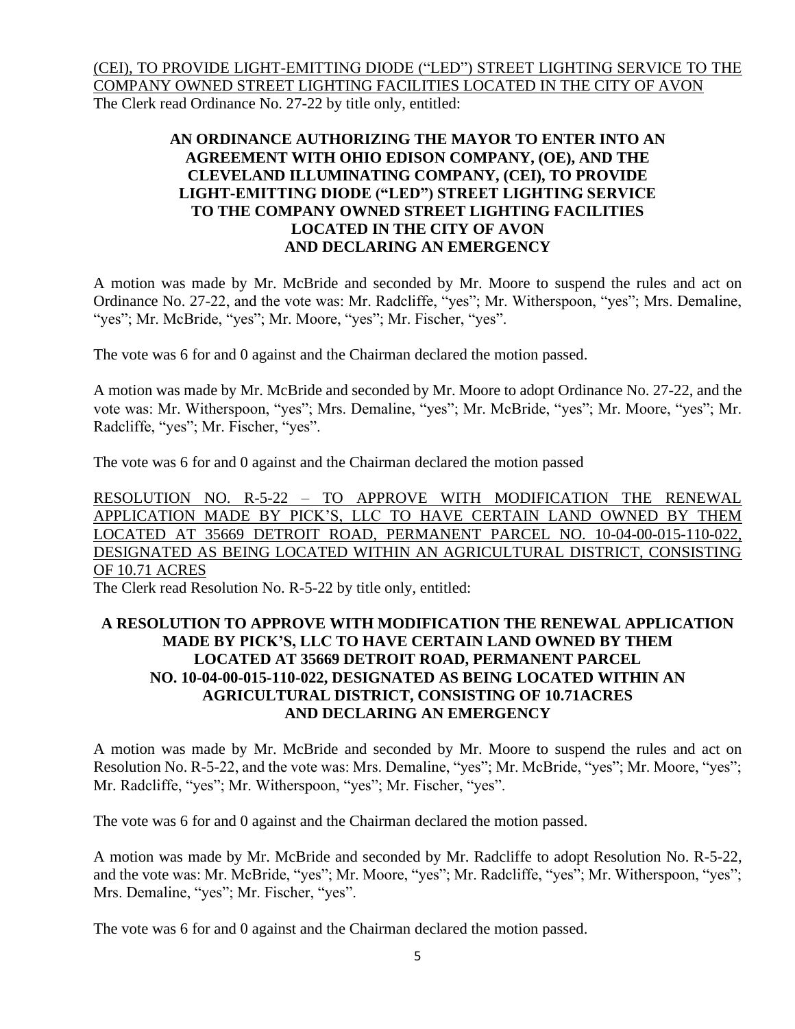<u>(CEI), TO PROVIDE LIGHT-EMITTING DIODE ("LED") STREET LIGHTING SERVICE TO THE COMPANY OWNED STREET LIGHTING FACILITIES LOCATED IN THE CITY OF AVON</u>

The Clerk read Ordinance No. 27-22 by title only, entitled:

**AN ORDINANCE AUTHORIZING THE MAYOR TO ENTER INTO AN AGREEMENT WITH OHIO EDISON COMPANY, (OE), AND THE CLEVELAND ILLUMINATING COMPANY, (CEI), TO PROVIDE LIGHT-EMITTING DIODE ("LED") STREET LIGHTING SERVICE TO THE COMPANY OWNED STREET LIGHTING FACILITIES LOCATED IN THE CITY OF AVON AND DECLARING AN EMERGENCY**

A motion was made by Mr. McBride and seconded by Mr. Moore to suspend the rules and act on Ordinance No. 27-22, and the vote was: Mr. Radcliffe, "yes"; Mr. Witherspoon, "yes"; Mrs. Demaline, "yes"; Mr. McBride, "yes"; Mr. Moore, "yes"; Mr. Fischer, "yes".

The vote was 6 for and 0 against and the Chairman declared the motion passed.

A motion was made by Mr. McBride and seconded by Mr. Moore to adopt Ordinance No. 27-22, and the vote was: Mr. Witherspoon, "yes"; Mrs. Demaline, "yes"; Mr. McBride, "yes"; Mr. Moore, "yes"; Mr. Radcliffe, "yes"; Mr. Fischer, "yes".

The vote was 6 for and 0 against and the Chairman declared the motion passed

<u>RESOLUTION NO. R-5-22 – TO APPROVE WITH MODIFICATION THE RENEWAL APPLICATION MADE BY PICK'S, LLC TO HAVE CERTAIN LAND OWNED BY THEM LOCATED AT 35669 DETROIT ROAD, PERMANENT PARCEL NO. 10-04-00-015-110-022, DESIGNATED AS BEING LOCATED WITHIN AN AGRICULTURAL DISTRICT, CONSISTING OF 10.71 ACRES</u>

The Clerk read Resolution No. R-5-22 by title only, entitled:

**A RESOLUTION TO APPROVE WITH MODIFICATION THE RENEWAL APPLICATION MADE BY PICK'S, LLC TO HAVE CERTAIN LAND OWNED BY THEM LOCATED AT 35669 DETROIT ROAD, PERMANENT PARCEL NO. 10-04-00-015-110-022, DESIGNATED AS BEING LOCATED WITHIN AN AGRICULTURAL DISTRICT, CONSISTING OF 10.71ACRES AND DECLARING AN EMERGENCY**

A motion was made by Mr. McBride and seconded by Mr. Moore to suspend the rules and act on Resolution No. R-5-22, and the vote was: Mrs. Demaline, "yes"; Mr. McBride, "yes"; Mr. Moore, "yes"; Mr. Radcliffe, "yes"; Mr. Witherspoon, "yes"; Mr. Fischer, "yes".

The vote was 6 for and 0 against and the Chairman declared the motion passed.

A motion was made by Mr. McBride and seconded by Mr. Radcliffe to adopt Resolution No. R-5-22, and the vote was: Mr. McBride, "yes"; Mr. Moore, "yes"; Mr. Radcliffe, "yes"; Mr. Witherspoon, "yes"; Mrs. Demaline, "yes"; Mr. Fischer, "yes".

The vote was 6 for and 0 against and the Chairman declared the motion passed.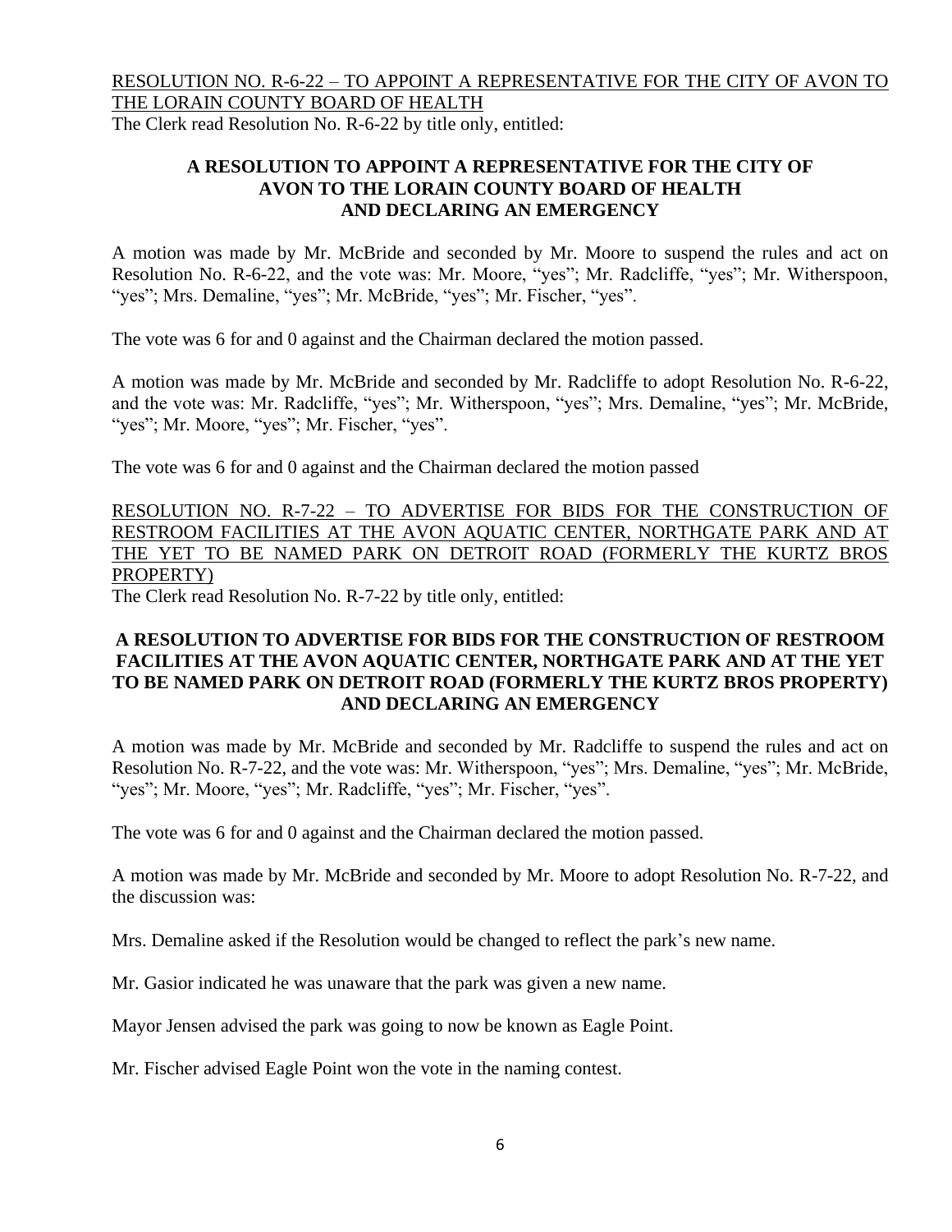RESOLUTION NO. R-6-22 – TO APPOINT A REPRESENTATIVE FOR THE CITY OF AVON TO THE LORAIN COUNTY BOARD OF HEALTH

The Clerk read Resolution No. R-6-22 by title only, entitled:

**A RESOLUTION TO APPOINT A REPRESENTATIVE FOR THE CITY OF AVON TO THE LORAIN COUNTY BOARD OF HEALTH AND DECLARING AN EMERGENCY**

A motion was made by Mr. McBride and seconded by Mr. Moore to suspend the rules and act on Resolution No. R-6-22, and the vote was: Mr. Moore, "yes"; Mr. Radcliffe, "yes"; Mr. Witherspoon, "yes"; Mrs. Demaline, "yes"; Mr. McBride, "yes"; Mr. Fischer, "yes".

The vote was 6 for and 0 against and the Chairman declared the motion passed.

A motion was made by Mr. McBride and seconded by Mr. Radcliffe to adopt Resolution No. R-6-22, and the vote was: Mr. Radcliffe, "yes"; Mr. Witherspoon, "yes"; Mrs. Demaline, "yes"; Mr. McBride, "yes"; Mr. Moore, "yes"; Mr. Fischer, "yes".

The vote was 6 for and 0 against and the Chairman declared the motion passed

RESOLUTION NO. R-7-22 – TO ADVERTISE FOR BIDS FOR THE CONSTRUCTION OF RESTROOM FACILITIES AT THE AVON AQUATIC CENTER, NORTHGATE PARK AND AT THE YET TO BE NAMED PARK ON DETROIT ROAD (FORMERLY THE KURTZ BROS PROPERTY)

The Clerk read Resolution No. R-7-22 by title only, entitled:

**A RESOLUTION TO ADVERTISE FOR BIDS FOR THE CONSTRUCTION OF RESTROOM FACILITIES AT THE AVON AQUATIC CENTER, NORTHGATE PARK AND AT THE YET TO BE NAMED PARK ON DETROIT ROAD (FORMERLY THE KURTZ BROS PROPERTY) AND DECLARING AN EMERGENCY**

A motion was made by Mr. McBride and seconded by Mr. Radcliffe to suspend the rules and act on Resolution No. R-7-22, and the vote was: Mr. Witherspoon, "yes"; Mrs. Demaline, "yes"; Mr. McBride, "yes"; Mr. Moore, "yes"; Mr. Radcliffe, "yes"; Mr. Fischer, "yes".

The vote was 6 for and 0 against and the Chairman declared the motion passed.

A motion was made by Mr. McBride and seconded by Mr. Moore to adopt Resolution No. R-7-22, and the discussion was:

Mrs. Demaline asked if the Resolution would be changed to reflect the park's new name.

Mr. Gasior indicated he was unaware that the park was given a new name.

Mayor Jensen advised the park was going to now be known as Eagle Point.

Mr. Fischer advised Eagle Point won the vote in the naming contest.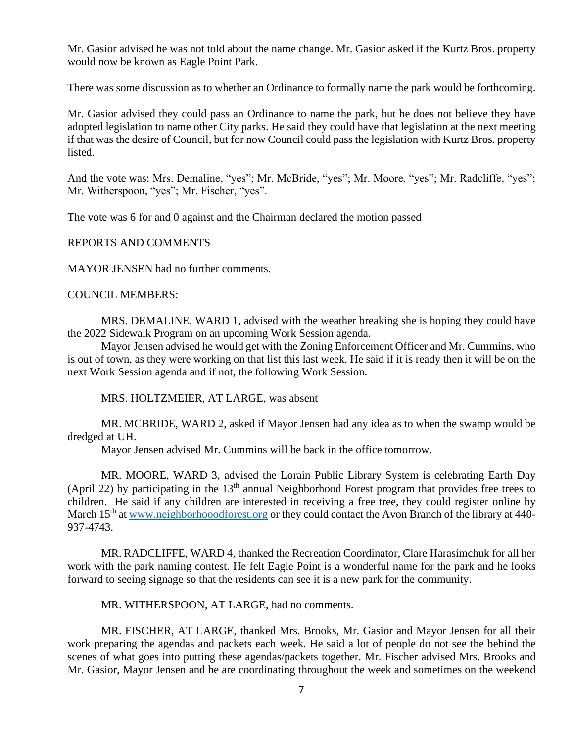Mr. Gasior advised he was not told about the name change. Mr. Gasior asked if the Kurtz Bros. property would now be known as Eagle Point Park.

There was some discussion as to whether an Ordinance to formally name the park would be forthcoming.

Mr. Gasior advised they could pass an Ordinance to name the park, but he does not believe they have adopted legislation to name other City parks. He said they could have that legislation at the next meeting if that was the desire of Council, but for now Council could pass the legislation with Kurtz Bros. property listed.

And the vote was: Mrs. Demaline, "yes"; Mr. McBride, "yes"; Mr. Moore, "yes"; Mr. Radcliffe, "yes"; Mr. Witherspoon, "yes"; Mr. Fischer, "yes".

The vote was 6 for and 0 against and the Chairman declared the motion passed

REPORTS AND COMMENTS

MAYOR JENSEN had no further comments.

COUNCIL MEMBERS:

MRS. DEMALINE, WARD 1, advised with the weather breaking she is hoping they could have the 2022 Sidewalk Program on an upcoming Work Session agenda.

Mayor Jensen advised he would get with the Zoning Enforcement Officer and Mr. Cummins, who is out of town, as they were working on that list this last week. He said if it is ready then it will be on the next Work Session agenda and if not, the following Work Session.

MRS. HOLTZMEIER, AT LARGE, was absent

MR. MCBRIDE, WARD 2, asked if Mayor Jensen had any idea as to when the swamp would be dredged at UH.

Mayor Jensen advised Mr. Cummins will be back in the office tomorrow.

MR. MOORE, WARD 3, advised the Lorain Public Library System is celebrating Earth Day (April 22) by participating in the 13th annual Neighborhood Forest program that provides free trees to children. He said if any children are interested in receiving a free tree, they could register online by March 15th at www.neighborhooodforest.org or they could contact the Avon Branch of the library at 440-937-4743.

MR. RADCLIFFE, WARD 4, thanked the Recreation Coordinator, Clare Harasimchuk for all her work with the park naming contest. He felt Eagle Point is a wonderful name for the park and he looks forward to seeing signage so that the residents can see it is a new park for the community.

MR. WITHERSPOON, AT LARGE, had no comments.

MR. FISCHER, AT LARGE, thanked Mrs. Brooks, Mr. Gasior and Mayor Jensen for all their work preparing the agendas and packets each week. He said a lot of people do not see the behind the scenes of what goes into putting these agendas/packets together. Mr. Fischer advised Mrs. Brooks and Mr. Gasior, Mayor Jensen and he are coordinating throughout the week and sometimes on the weekend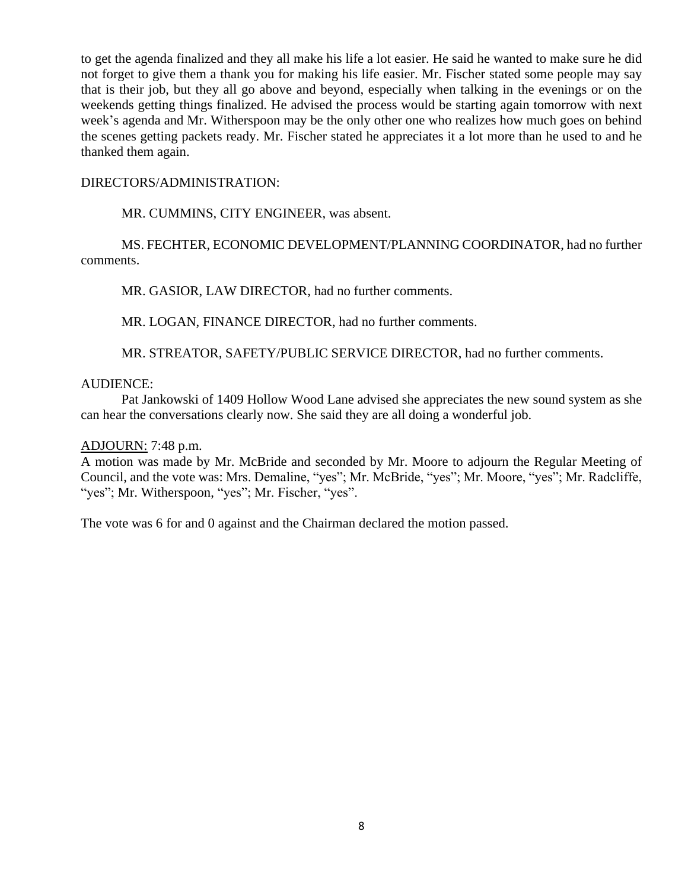to get the agenda finalized and they all make his life a lot easier. He said he wanted to make sure he did not forget to give them a thank you for making his life easier. Mr. Fischer stated some people may say that is their job, but they all go above and beyond, especially when talking in the evenings or on the weekends getting things finalized. He advised the process would be starting again tomorrow with next week's agenda and Mr. Witherspoon may be the only other one who realizes how much goes on behind the scenes getting packets ready. Mr. Fischer stated he appreciates it a lot more than he used to and he thanked them again.

DIRECTORS/ADMINISTRATION:

MR. CUMMINS, CITY ENGINEER, was absent.

MS. FECHTER, ECONOMIC DEVELOPMENT/PLANNING COORDINATOR, had no further comments.

MR. GASIOR, LAW DIRECTOR, had no further comments.

MR. LOGAN, FINANCE DIRECTOR, had no further comments.

MR. STREATOR, SAFETY/PUBLIC SERVICE DIRECTOR, had no further comments.

AUDIENCE:

Pat Jankowski of 1409 Hollow Wood Lane advised she appreciates the new sound system as she can hear the conversations clearly now. She said they are all doing a wonderful job.

ADJOURN: 7:48 p.m.

A motion was made by Mr. McBride and seconded by Mr. Moore to adjourn the Regular Meeting of Council, and the vote was: Mrs. Demaline, "yes"; Mr. McBride, "yes"; Mr. Moore, "yes"; Mr. Radcliffe, "yes"; Mr. Witherspoon, "yes"; Mr. Fischer, "yes".

The vote was 6 for and 0 against and the Chairman declared the motion passed.